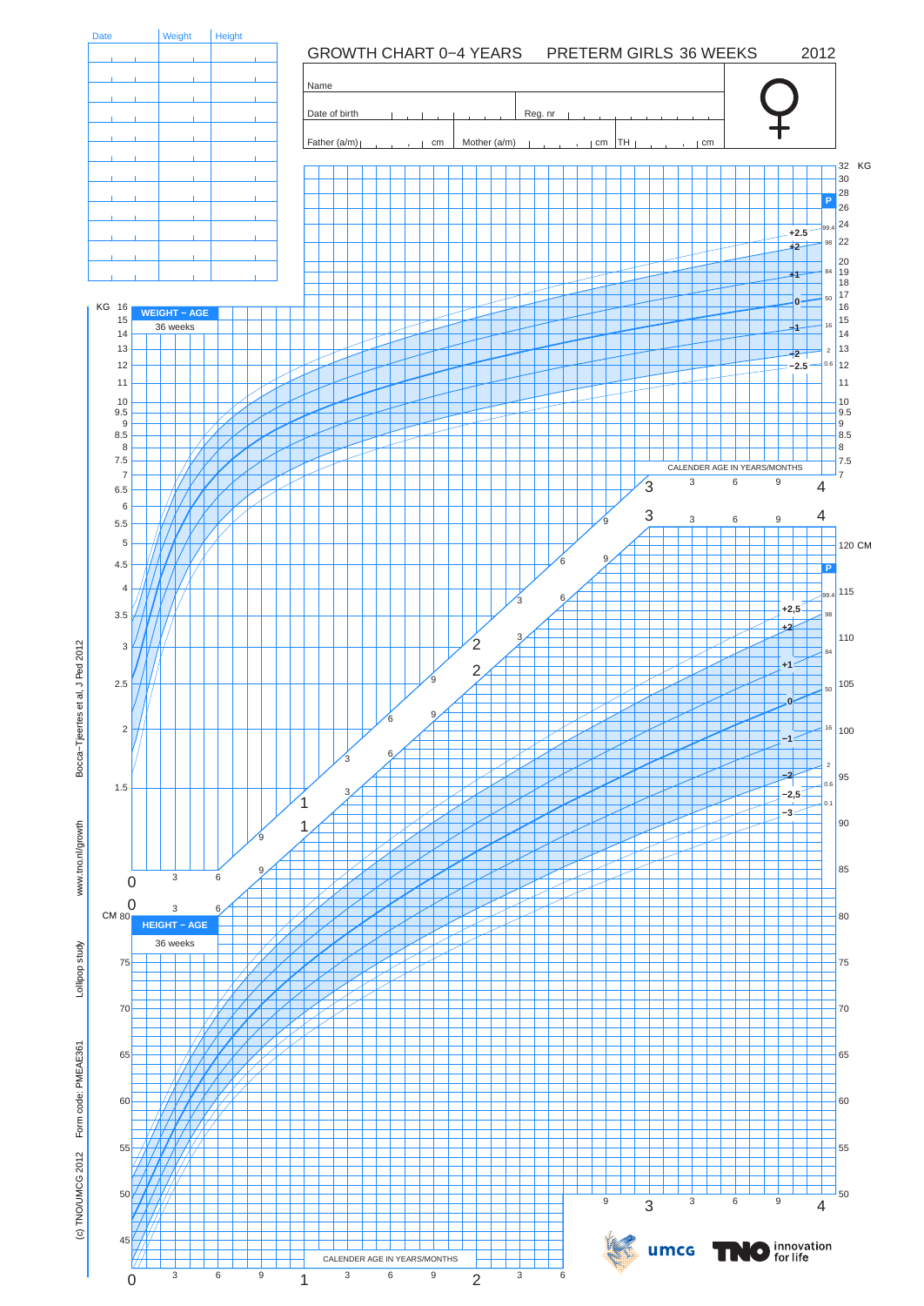# GROWTH CHART 0−4 YEARS PRETERM GIRLS 36 WEEKS 2012

| Date | Weight | Height |
| --- | --- | --- |
| | | |
| | | |
| | | |
| | | |
| | | |
| | | |
| | | |
| | | |
| | | |
| | | |
| | | |
| | | |

Name

Date of birth Reg. nr

Father (a/m) cm Mother (a/m) cm TH cm

**WEIGHT – AGE**

36 weeks

**HEIGHT – AGE**

36 weeks

CALENDER AGE IN YEARS/MONTHS

Bocca-Tjeertes et al, J Ped 2012

www.tno.nl/growth

Lollipop study

Form code: PMEAE361

(c) TNO/UMCG 2012

umcg

TNO innovation for life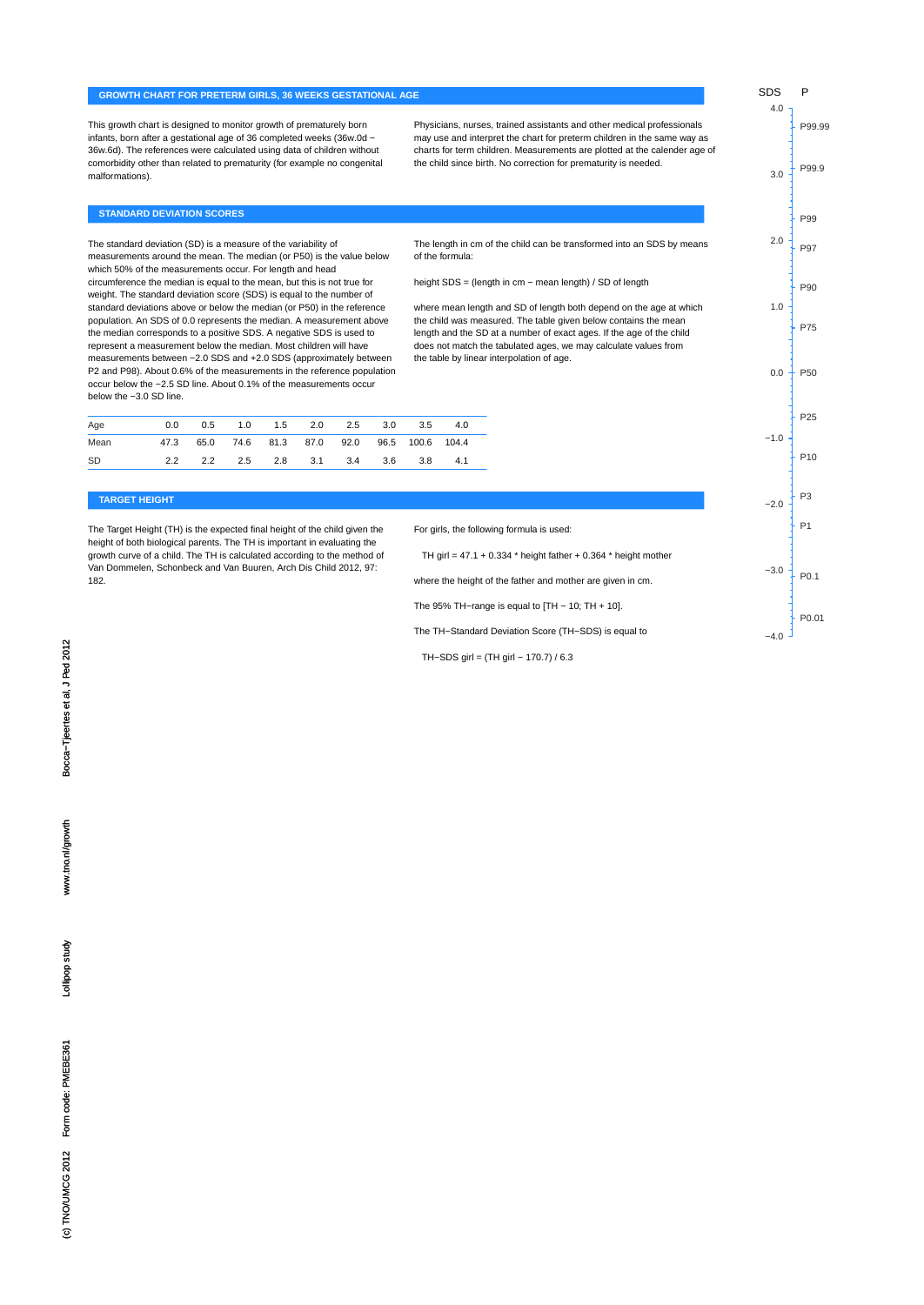## GROWTH CHART FOR PRETERM GIRLS, 36 WEEKS GESTATIONAL AGE

This growth chart is designed to monitor growth of prematurely born infants, born after a gestational age of 36 completed weeks (36w.0d − 36w.6d). The references were calculated using data of children without comorbidity other than related to prematurity (for example no congenital malformations).

Physicians, nurses, trained assistants and other medical professionals may use and interpret the chart for preterm children in the same way as charts for term children. Measurements are plotted at the calender age of the child since birth. No correction for prematurity is needed.

## STANDARD DEVIATION SCORES

The standard deviation (SD) is a measure of the variability of measurements around the mean. The median (or P50) is the value below which 50% of the measurements occur. For length and head circumference the median is equal to the mean, but this is not true for weight. The standard deviation score (SDS) is equal to the number of standard deviations above or below the median (or P50) in the reference population. An SDS of 0.0 represents the median. A measurement above the median corresponds to a positive SDS. A negative SDS is used to represent a measurement below the median. Most children will have measurements between −2.0 SDS and +2.0 SDS (approximately between P2 and P98). About 0.6% of the measurements in the reference population occur below the −2.5 SD line. About 0.1% of the measurements occur below the −3.0 SD line.

The length in cm of the child can be transformed into an SDS by means of the formula:

height SDS = (length in cm − mean length) / SD of length

where mean length and SD of length both depend on the age at which the child was measured. The table given below contains the mean length and the SD at a number of exact ages. If the age of the child does not match the tabulated ages, we may calculate values from the table by linear interpolation of age.

| Age | 0.0 | 0.5 | 1.0 | 1.5 | 2.0 | 2.5 | 3.0 | 3.5 | 4.0 |
|---|---|---|---|---|---|---|---|---|---|
| Mean | 47.3 | 65.0 | 74.6 | 81.3 | 87.0 | 92.0 | 96.5 | 100.6 | 104.4 |
| SD | 2.2 | 2.2 | 2.5 | 2.8 | 3.1 | 3.4 | 3.6 | 3.8 | 4.1 |

## TARGET HEIGHT

The Target Height (TH) is the expected final height of the child given the height of both biological parents. The TH is important in evaluating the growth curve of a child. The TH is calculated according to the method of Van Dommelen, Schonbeck and Van Buuren, Arch Dis Child 2012, 97: 182.

For girls, the following formula is used:

TH girl = 47.1 + 0.334 * height father + 0.364 * height mother

where the height of the father and mother are given in cm.

The 95% TH−range is equal to [TH − 10; TH + 10].

The TH−Standard Deviation Score (TH−SDS) is equal to

TH−SDS girl = (TH girl − 170.7) / 6.3

SDS P
4.0 P99.99
3.0 P99.9
P99
2.0 P97
P90
1.0
P75
0.0 P50
P25
−1.0
P10
−2.0 P3
P1
−3.0 P0.1
P0.01
−4.0

(c) TNO/UMCG 2012 Form code: PMEBE361 Lollipop study www.tno.nl/growth Bocca−Tjeertes et al, J Ped 2012